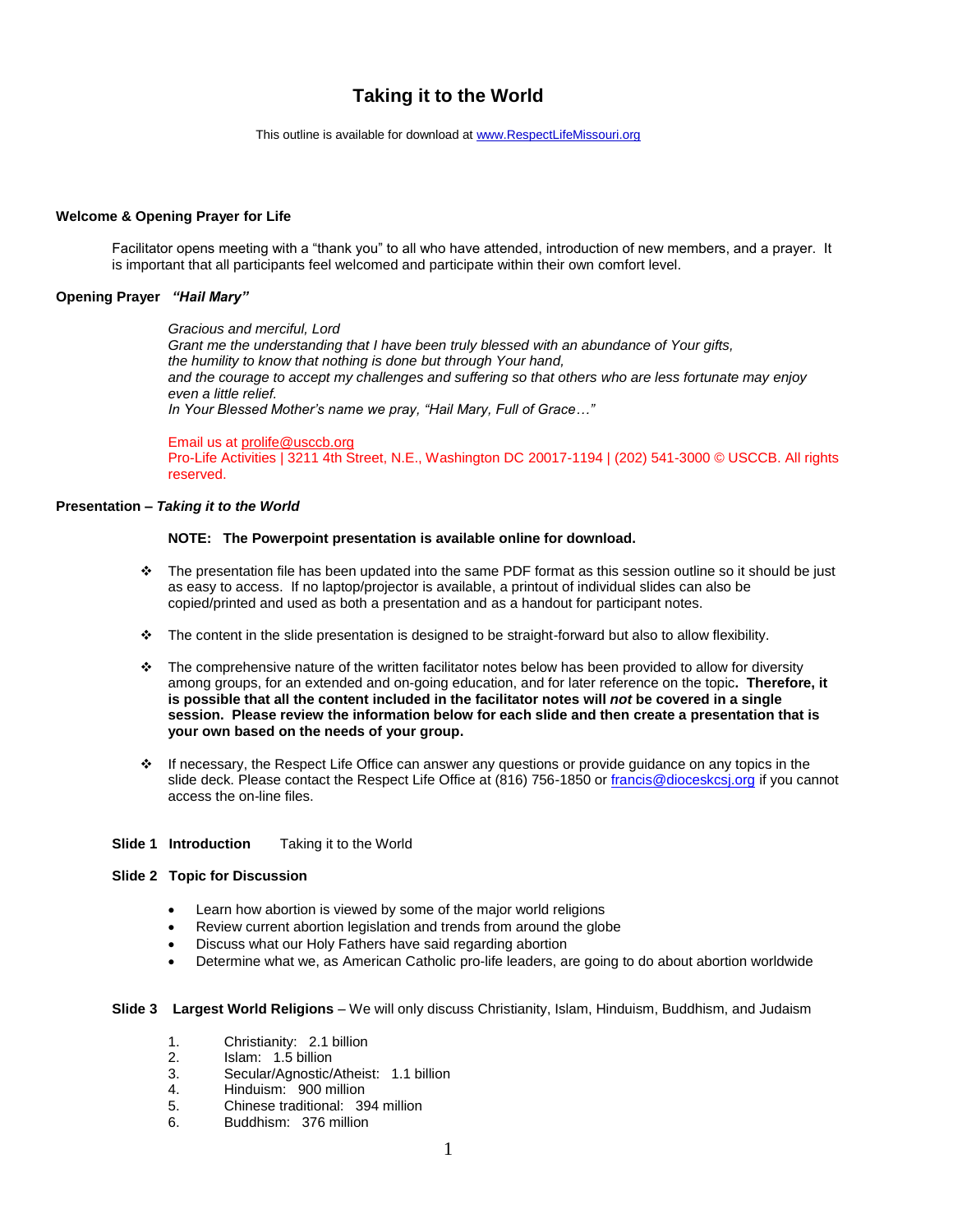# Taking it to the World

This outline is available for download at [www.RespectLifeMissouri.org](http://www.RespectLifeMissouri.org)

**Welcome & Opening Prayer for Life**

Facilitator opens meeting with a "thank you" to all who have attended, introduction of new members, and a prayer. It is important that all participants feel welcomed and participate within their own comfort level.

**Opening Prayer** ***"Hail Mary"***

*Gracious and merciful, Lord*
*Grant me the understanding that I have been truly blessed with an abundance of Your gifts,*
*the humility to know that nothing is done but through Your hand,*
*and the courage to accept my challenges and suffering so that others who are less fortunate may enjoy even a little relief.*
*In Your Blessed Mother's name we pray, "Hail Mary, Full of Grace…"*

Email us at [prolife@usccb.org](mailto:prolife@usccb.org)
Pro-Life Activities | 3211 4th Street, N.E., Washington DC 20017-1194 | (202) 541-3000 © USCCB. All rights reserved.

**Presentation –** ***Taking it to the World***

**NOTE: The Powerpoint presentation is available online for download.**

- The presentation file has been updated into the same PDF format as this session outline so it should be just as easy to access. If no laptop/projector is available, a printout of individual slides can also be copied/printed and used as both a presentation and as a handout for participant notes.
- The content in the slide presentation is designed to be straight-forward but also to allow flexibility.
- The comprehensive nature of the written facilitator notes below has been provided to allow for diversity among groups, for an extended and on-going education, and for later reference on the topic**. Therefore, it is possible that all the content included in the facilitator notes will *not* be covered in a single session. Please review the information below for each slide and then create a presentation that is your own based on the needs of your group.**
- If necessary, the Respect Life Office can answer any questions or provide guidance on any topics in the slide deck. Please contact the Respect Life Office at (816) 756-1850 or [francis@dioceskcsj.org](mailto:francis@dioceskcsj.org) if you cannot access the on-line files.

**Slide 1 Introduction** Taking it to the World

**Slide 2 Topic for Discussion**

- Learn how abortion is viewed by some of the major world religions
- Review current abortion legislation and trends from around the globe
- Discuss what our Holy Fathers have said regarding abortion
- Determine what we, as American Catholic pro-life leaders, are going to do about abortion worldwide

**Slide 3 Largest World Religions** – We will only discuss Christianity, Islam, Hinduism, Buddhism, and Judaism

1. Christianity: 2.1 billion
2. Islam: 1.5 billion
3. Secular/Agnostic/Atheist: 1.1 billion
4. Hinduism: 900 million
5. Chinese traditional: 394 million
6. Buddhism: 376 million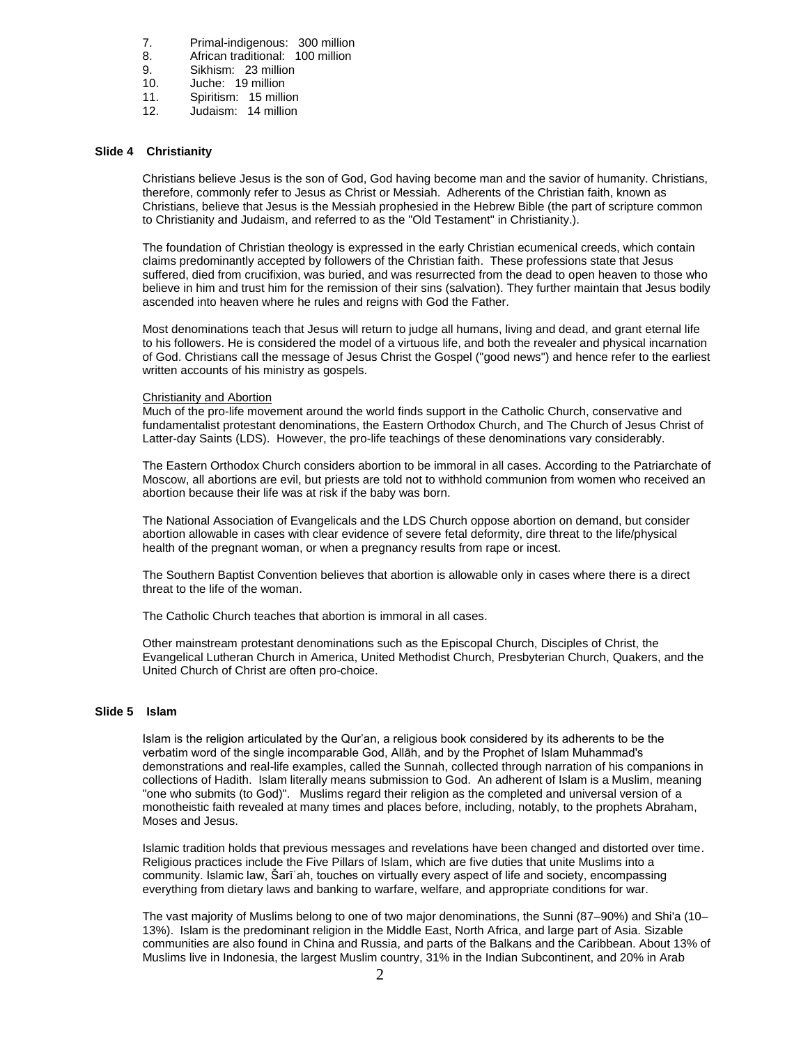7. Primal-indigenous: 300 million
8. African traditional: 100 million
9. Sikhism: 23 million
10. Juche: 19 million
11. Spiritism: 15 million
12. Judaism: 14 million

**Slide 4 Christianity**

Christians believe Jesus is the son of God, God having become man and the savior of humanity. Christians, therefore, commonly refer to Jesus as Christ or Messiah. Adherents of the Christian faith, known as Christians, believe that Jesus is the Messiah prophesied in the Hebrew Bible (the part of scripture common to Christianity and Judaism, and referred to as the "Old Testament" in Christianity.).

The foundation of Christian theology is expressed in the early Christian ecumenical creeds, which contain claims predominantly accepted by followers of the Christian faith. These professions state that Jesus suffered, died from crucifixion, was buried, and was resurrected from the dead to open heaven to those who believe in him and trust him for the remission of their sins (salvation). They further maintain that Jesus bodily ascended into heaven where he rules and reigns with God the Father.

Most denominations teach that Jesus will return to judge all humans, living and dead, and grant eternal life to his followers. He is considered the model of a virtuous life, and both the revealer and physical incarnation of God. Christians call the message of Jesus Christ the Gospel ("good news") and hence refer to the earliest written accounts of his ministry as gospels.

Christianity and Abortion

Much of the pro-life movement around the world finds support in the Catholic Church, conservative and fundamentalist protestant denominations, the Eastern Orthodox Church, and The Church of Jesus Christ of Latter-day Saints (LDS). However, the pro-life teachings of these denominations vary considerably.

The Eastern Orthodox Church considers abortion to be immoral in all cases. According to the Patriarchate of Moscow, all abortions are evil, but priests are told not to withhold communion from women who received an abortion because their life was at risk if the baby was born.

The National Association of Evangelicals and the LDS Church oppose abortion on demand, but consider abortion allowable in cases with clear evidence of severe fetal deformity, dire threat to the life/physical health of the pregnant woman, or when a pregnancy results from rape or incest.

The Southern Baptist Convention believes that abortion is allowable only in cases where there is a direct threat to the life of the woman.

The Catholic Church teaches that abortion is immoral in all cases.

Other mainstream protestant denominations such as the Episcopal Church, Disciples of Christ, the Evangelical Lutheran Church in America, United Methodist Church, Presbyterian Church, Quakers, and the United Church of Christ are often pro-choice.

**Slide 5 Islam**

Islam is the religion articulated by the Qur'an, a religious book considered by its adherents to be the verbatim word of the single incomparable God, Allāh, and by the Prophet of Islam Muhammad's demonstrations and real-life examples, called the Sunnah, collected through narration of his companions in collections of Hadith. Islam literally means submission to God. An adherent of Islam is a Muslim, meaning "one who submits (to God)". Muslims regard their religion as the completed and universal version of a monotheistic faith revealed at many times and places before, including, notably, to the prophets Abraham, Moses and Jesus.

Islamic tradition holds that previous messages and revelations have been changed and distorted over time. Religious practices include the Five Pillars of Islam, which are five duties that unite Muslims into a community. Islamic law, Šarīʿah, touches on virtually every aspect of life and society, encompassing everything from dietary laws and banking to warfare, welfare, and appropriate conditions for war.

The vast majority of Muslims belong to one of two major denominations, the Sunni (87–90%) and Shi'a (10–13%). Islam is the predominant religion in the Middle East, North Africa, and large part of Asia. Sizable communities are also found in China and Russia, and parts of the Balkans and the Caribbean. About 13% of Muslims live in Indonesia, the largest Muslim country, 31% in the Indian Subcontinent, and 20% in Arab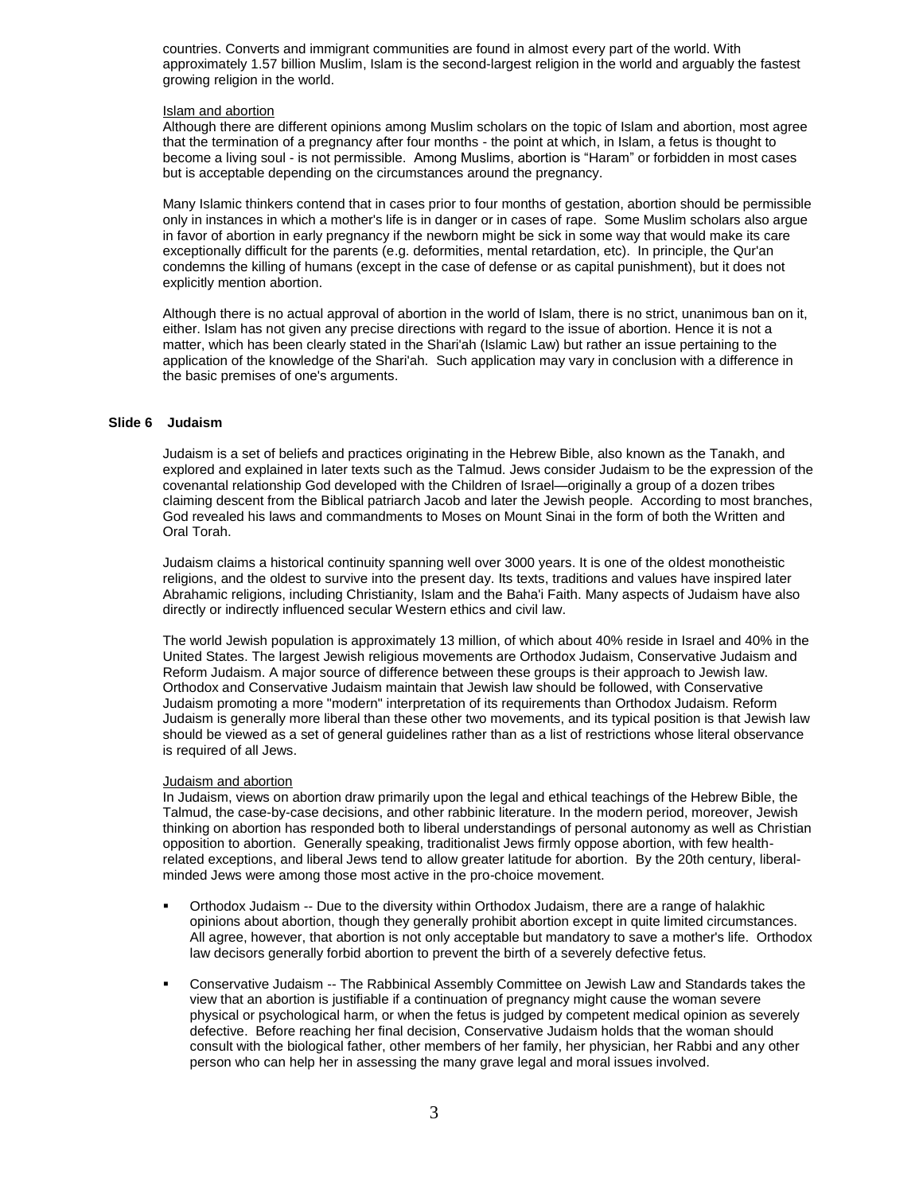countries. Converts and immigrant communities are found in almost every part of the world. With approximately 1.57 billion Muslim, Islam is the second-largest religion in the world and arguably the fastest growing religion in the world.

Islam and abortion

Although there are different opinions among Muslim scholars on the topic of Islam and abortion, most agree that the termination of a pregnancy after four months - the point at which, in Islam, a fetus is thought to become a living soul - is not permissible. Among Muslims, abortion is "Haram" or forbidden in most cases but is acceptable depending on the circumstances around the pregnancy.

Many Islamic thinkers contend that in cases prior to four months of gestation, abortion should be permissible only in instances in which a mother's life is in danger or in cases of rape. Some Muslim scholars also argue in favor of abortion in early pregnancy if the newborn might be sick in some way that would make its care exceptionally difficult for the parents (e.g. deformities, mental retardation, etc). In principle, the Qur'an condemns the killing of humans (except in the case of defense or as capital punishment), but it does not explicitly mention abortion.

Although there is no actual approval of abortion in the world of Islam, there is no strict, unanimous ban on it, either. Islam has not given any precise directions with regard to the issue of abortion. Hence it is not a matter, which has been clearly stated in the Shari'ah (Islamic Law) but rather an issue pertaining to the application of the knowledge of the Shari'ah. Such application may vary in conclusion with a difference in the basic premises of one's arguments.

**Slide 6 Judaism**

Judaism is a set of beliefs and practices originating in the Hebrew Bible, also known as the Tanakh, and explored and explained in later texts such as the Talmud. Jews consider Judaism to be the expression of the covenantal relationship God developed with the Children of Israel—originally a group of a dozen tribes claiming descent from the Biblical patriarch Jacob and later the Jewish people. According to most branches, God revealed his laws and commandments to Moses on Mount Sinai in the form of both the Written and Oral Torah.

Judaism claims a historical continuity spanning well over 3000 years. It is one of the oldest monotheistic religions, and the oldest to survive into the present day. Its texts, traditions and values have inspired later Abrahamic religions, including Christianity, Islam and the Baha'i Faith. Many aspects of Judaism have also directly or indirectly influenced secular Western ethics and civil law.

The world Jewish population is approximately 13 million, of which about 40% reside in Israel and 40% in the United States. The largest Jewish religious movements are Orthodox Judaism, Conservative Judaism and Reform Judaism. A major source of difference between these groups is their approach to Jewish law. Orthodox and Conservative Judaism maintain that Jewish law should be followed, with Conservative Judaism promoting a more "modern" interpretation of its requirements than Orthodox Judaism. Reform Judaism is generally more liberal than these other two movements, and its typical position is that Jewish law should be viewed as a set of general guidelines rather than as a list of restrictions whose literal observance is required of all Jews.

Judaism and abortion

In Judaism, views on abortion draw primarily upon the legal and ethical teachings of the Hebrew Bible, the Talmud, the case-by-case decisions, and other rabbinic literature. In the modern period, moreover, Jewish thinking on abortion has responded both to liberal understandings of personal autonomy as well as Christian opposition to abortion. Generally speaking, traditionalist Jews firmly oppose abortion, with few health-related exceptions, and liberal Jews tend to allow greater latitude for abortion. By the 20th century, liberal-minded Jews were among those most active in the pro-choice movement.

- Orthodox Judaism -- Due to the diversity within Orthodox Judaism, there are a range of halakhic opinions about abortion, though they generally prohibit abortion except in quite limited circumstances. All agree, however, that abortion is not only acceptable but mandatory to save a mother's life. Orthodox law decisors generally forbid abortion to prevent the birth of a severely defective fetus.

- Conservative Judaism -- The Rabbinical Assembly Committee on Jewish Law and Standards takes the view that an abortion is justifiable if a continuation of pregnancy might cause the woman severe physical or psychological harm, or when the fetus is judged by competent medical opinion as severely defective. Before reaching her final decision, Conservative Judaism holds that the woman should consult with the biological father, other members of her family, her physician, her Rabbi and any other person who can help her in assessing the many grave legal and moral issues involved.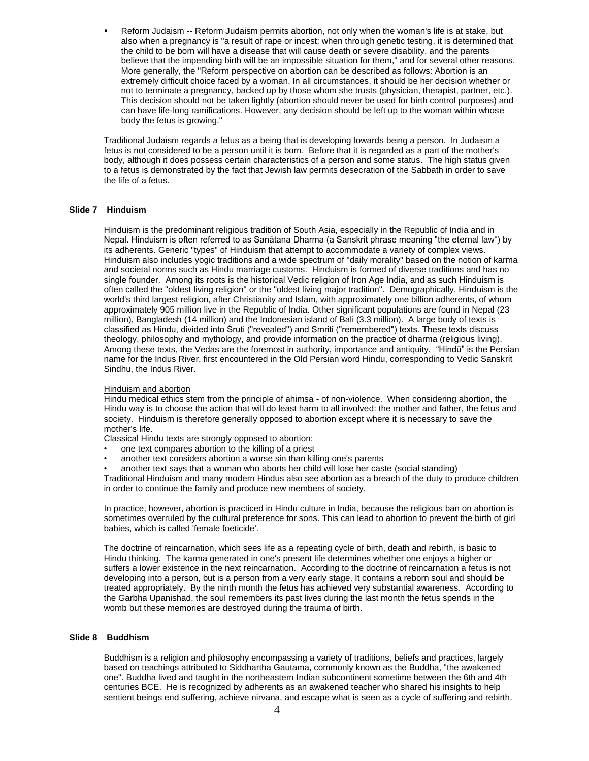- Reform Judaism -- Reform Judaism permits abortion, not only when the woman's life is at stake, but also when a pregnancy is "a result of rape or incest; when through genetic testing, it is determined that the child to be born will have a disease that will cause death or severe disability, and the parents believe that the impending birth will be an impossible situation for them," and for several other reasons. More generally, the "Reform perspective on abortion can be described as follows: Abortion is an extremely difficult choice faced by a woman. In all circumstances, it should be her decision whether or not to terminate a pregnancy, backed up by those whom she trusts (physician, therapist, partner, etc.). This decision should not be taken lightly (abortion should never be used for birth control purposes) and can have life-long ramifications. However, any decision should be left up to the woman within whose body the fetus is growing."

Traditional Judaism regards a fetus as a being that is developing towards being a person. In Judaism a fetus is not considered to be a person until it is born. Before that it is regarded as a part of the mother's body, although it does possess certain characteristics of a person and some status. The high status given to a fetus is demonstrated by the fact that Jewish law permits desecration of the Sabbath in order to save the life of a fetus.

**Slide 7 Hinduism**

Hinduism is the predominant religious tradition of South Asia, especially in the Republic of India and in Nepal. Hinduism is often referred to as Sanātana Dharma (a Sanskrit phrase meaning "the eternal law") by its adherents. Generic "types" of Hinduism that attempt to accommodate a variety of complex views. Hinduism also includes yogic traditions and a wide spectrum of "daily morality" based on the notion of karma and societal norms such as Hindu marriage customs. Hinduism is formed of diverse traditions and has no single founder. Among its roots is the historical Vedic religion of Iron Age India, and as such Hinduism is often called the "oldest living religion" or the "oldest living major tradition". Demographically, Hinduism is the world's third largest religion, after Christianity and Islam, with approximately one billion adherents, of whom approximately 905 million live in the Republic of India. Other significant populations are found in Nepal (23 million), Bangladesh (14 million) and the Indonesian island of Bali (3.3 million). A large body of texts is classified as Hindu, divided into Śruti ("revealed") and Smriti ("remembered") texts. These texts discuss theology, philosophy and mythology, and provide information on the practice of dharma (religious living). Among these texts, the Vedas are the foremost in authority, importance and antiquity. "Hindū" is the Persian name for the Indus River, first encountered in the Old Persian word Hindu, corresponding to Vedic Sanskrit Sindhu, the Indus River.

Hinduism and abortion

Hindu medical ethics stem from the principle of ahimsa - of non-violence. When considering abortion, the Hindu way is to choose the action that will do least harm to all involved: the mother and father, the fetus and society. Hinduism is therefore generally opposed to abortion except where it is necessary to save the mother's life.

Classical Hindu texts are strongly opposed to abortion:

- one text compares abortion to the killing of a priest
- another text considers abortion a worse sin than killing one's parents
- another text says that a woman who aborts her child will lose her caste (social standing)

Traditional Hinduism and many modern Hindus also see abortion as a breach of the duty to produce children in order to continue the family and produce new members of society.

In practice, however, abortion is practiced in Hindu culture in India, because the religious ban on abortion is sometimes overruled by the cultural preference for sons. This can lead to abortion to prevent the birth of girl babies, which is called 'female foeticide'.

The doctrine of reincarnation, which sees life as a repeating cycle of birth, death and rebirth, is basic to Hindu thinking. The karma generated in one's present life determines whether one enjoys a higher or suffers a lower existence in the next reincarnation. According to the doctrine of reincarnation a fetus is not developing into a person, but is a person from a very early stage. It contains a reborn soul and should be treated appropriately. By the ninth month the fetus has achieved very substantial awareness. According to the Garbha Upanishad, the soul remembers its past lives during the last month the fetus spends in the womb but these memories are destroyed during the trauma of birth.

**Slide 8 Buddhism**

Buddhism is a religion and philosophy encompassing a variety of traditions, beliefs and practices, largely based on teachings attributed to Siddhartha Gautama, commonly known as the Buddha, "the awakened one". Buddha lived and taught in the northeastern Indian subcontinent sometime between the 6th and 4th centuries BCE. He is recognized by adherents as an awakened teacher who shared his insights to help sentient beings end suffering, achieve nirvana, and escape what is seen as a cycle of suffering and rebirth.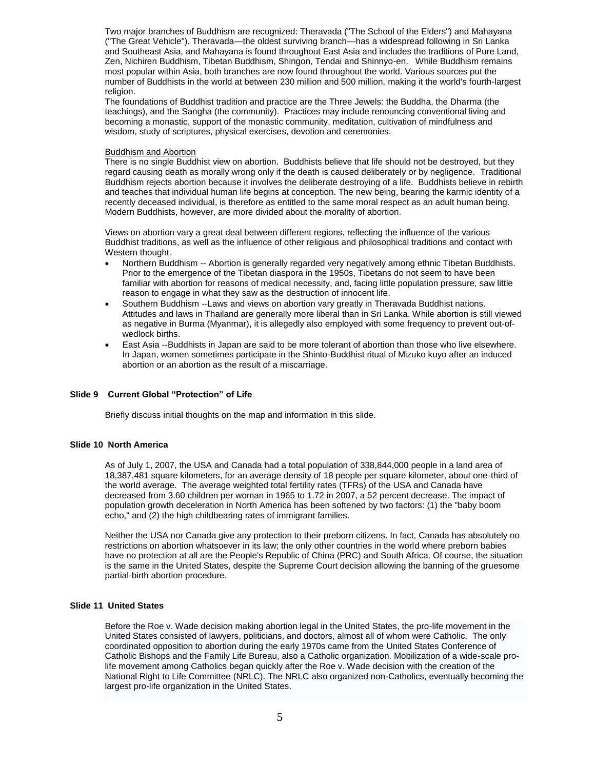Two major branches of Buddhism are recognized: Theravada ("The School of the Elders") and Mahayana ("The Great Vehicle"). Theravada—the oldest surviving branch—has a widespread following in Sri Lanka and Southeast Asia, and Mahayana is found throughout East Asia and includes the traditions of Pure Land, Zen, Nichiren Buddhism, Tibetan Buddhism, Shingon, Tendai and Shinnyo-en. While Buddhism remains most popular within Asia, both branches are now found throughout the world. Various sources put the number of Buddhists in the world at between 230 million and 500 million, making it the world's fourth-largest religion.
The foundations of Buddhist tradition and practice are the Three Jewels: the Buddha, the Dharma (the teachings), and the Sangha (the community). Practices may include renouncing conventional living and becoming a monastic, support of the monastic community, meditation, cultivation of mindfulness and wisdom, study of scriptures, physical exercises, devotion and ceremonies.

Buddhism and Abortion

There is no single Buddhist view on abortion. Buddhists believe that life should not be destroyed, but they regard causing death as morally wrong only if the death is caused deliberately or by negligence. Traditional Buddhism rejects abortion because it involves the deliberate destroying of a life. Buddhists believe in rebirth and teaches that individual human life begins at conception. The new being, bearing the karmic identity of a recently deceased individual, is therefore as entitled to the same moral respect as an adult human being. Modern Buddhists, however, are more divided about the morality of abortion.

Views on abortion vary a great deal between different regions, reflecting the influence of the various Buddhist traditions, as well as the influence of other religious and philosophical traditions and contact with Western thought.

- Northern Buddhism -- Abortion is generally regarded very negatively among ethnic Tibetan Buddhists. Prior to the emergence of the Tibetan diaspora in the 1950s, Tibetans do not seem to have been familiar with abortion for reasons of medical necessity, and, facing little population pressure, saw little reason to engage in what they saw as the destruction of innocent life.
- Southern Buddhism --Laws and views on abortion vary greatly in Theravada Buddhist nations. Attitudes and laws in Thailand are generally more liberal than in Sri Lanka. While abortion is still viewed as negative in Burma (Myanmar), it is allegedly also employed with some frequency to prevent out-of-wedlock births.
- East Asia --Buddhists in Japan are said to be more tolerant of abortion than those who live elsewhere. In Japan, women sometimes participate in the Shinto-Buddhist ritual of Mizuko kuyo after an induced abortion or an abortion as the result of a miscarriage.

**Slide 9 Current Global "Protection" of Life**

Briefly discuss initial thoughts on the map and information in this slide.

**Slide 10 North America**

As of July 1, 2007, the USA and Canada had a total population of 338,844,000 people in a land area of 18,387,481 square kilometers, for an average density of 18 people per square kilometer, about one-third of the world average. The average weighted total fertility rates (TFRs) of the USA and Canada have decreased from 3.60 children per woman in 1965 to 1.72 in 2007, a 52 percent decrease. The impact of population growth deceleration in North America has been softened by two factors: (1) the "baby boom echo," and (2) the high childbearing rates of immigrant families.

Neither the USA nor Canada give any protection to their preborn citizens. In fact, Canada has absolutely no restrictions on abortion whatsoever in its law; the only other countries in the world where preborn babies have no protection at all are the People's Republic of China (PRC) and South Africa. Of course, the situation is the same in the United States, despite the Supreme Court decision allowing the banning of the gruesome partial-birth abortion procedure.

**Slide 11 United States**

Before the Roe v. Wade decision making abortion legal in the United States, the pro-life movement in the United States consisted of lawyers, politicians, and doctors, almost all of whom were Catholic. The only coordinated opposition to abortion during the early 1970s came from the United States Conference of Catholic Bishops and the Family Life Bureau, also a Catholic organization. Mobilization of a wide-scale pro-life movement among Catholics began quickly after the Roe v. Wade decision with the creation of the National Right to Life Committee (NRLC). The NRLC also organized non-Catholics, eventually becoming the largest pro-life organization in the United States.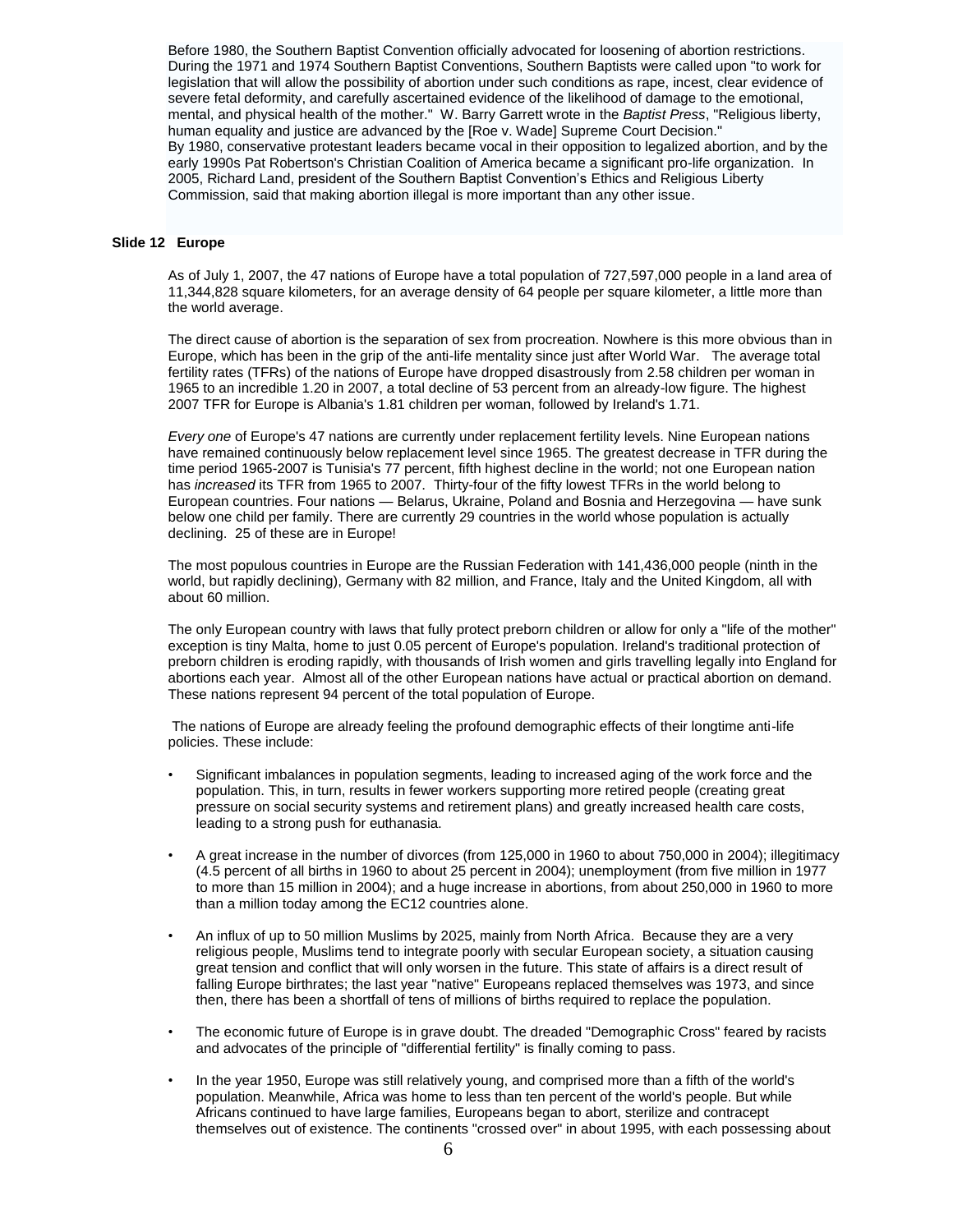Before 1980, the Southern Baptist Convention officially advocated for loosening of abortion restrictions. During the 1971 and 1974 Southern Baptist Conventions, Southern Baptists were called upon "to work for legislation that will allow the possibility of abortion under such conditions as rape, incest, clear evidence of severe fetal deformity, and carefully ascertained evidence of the likelihood of damage to the emotional, mental, and physical health of the mother." W. Barry Garrett wrote in the *Baptist Press*, "Religious liberty, human equality and justice are advanced by the [Roe v. Wade] Supreme Court Decision."
By 1980, conservative protestant leaders became vocal in their opposition to legalized abortion, and by the early 1990s Pat Robertson's Christian Coalition of America became a significant pro-life organization. In 2005, Richard Land, president of the Southern Baptist Convention's Ethics and Religious Liberty Commission, said that making abortion illegal is more important than any other issue.

**Slide 12 Europe**

As of July 1, 2007, the 47 nations of Europe have a total population of 727,597,000 people in a land area of 11,344,828 square kilometers, for an average density of 64 people per square kilometer, a little more than the world average.

The direct cause of abortion is the separation of sex from procreation. Nowhere is this more obvious than in Europe, which has been in the grip of the anti-life mentality since just after World War. The average total fertility rates (TFRs) of the nations of Europe have dropped disastrously from 2.58 children per woman in 1965 to an incredible 1.20 in 2007, a total decline of 53 percent from an already-low figure. The highest 2007 TFR for Europe is Albania's 1.81 children per woman, followed by Ireland's 1.71.

*Every one* of Europe's 47 nations are currently under replacement fertility levels. Nine European nations have remained continuously below replacement level since 1965. The greatest decrease in TFR during the time period 1965-2007 is Tunisia's 77 percent, fifth highest decline in the world; not one European nation has *increased* its TFR from 1965 to 2007. Thirty-four of the fifty lowest TFRs in the world belong to European countries. Four nations — Belarus, Ukraine, Poland and Bosnia and Herzegovina — have sunk below one child per family. There are currently 29 countries in the world whose population is actually declining. 25 of these are in Europe!

The most populous countries in Europe are the Russian Federation with 141,436,000 people (ninth in the world, but rapidly declining), Germany with 82 million, and France, Italy and the United Kingdom, all with about 60 million.

The only European country with laws that fully protect preborn children or allow for only a "life of the mother" exception is tiny Malta, home to just 0.05 percent of Europe's population. Ireland's traditional protection of preborn children is eroding rapidly, with thousands of Irish women and girls travelling legally into England for abortions each year. Almost all of the other European nations have actual or practical abortion on demand. These nations represent 94 percent of the total population of Europe.

The nations of Europe are already feeling the profound demographic effects of their longtime anti-life policies. These include:

- Significant imbalances in population segments, leading to increased aging of the work force and the population. This, in turn, results in fewer workers supporting more retired people (creating great pressure on social security systems and retirement plans) and greatly increased health care costs, leading to a strong push for euthanasia.
- A great increase in the number of divorces (from 125,000 in 1960 to about 750,000 in 2004); illegitimacy (4.5 percent of all births in 1960 to about 25 percent in 2004); unemployment (from five million in 1977 to more than 15 million in 2004); and a huge increase in abortions, from about 250,000 in 1960 to more than a million today among the EC12 countries alone.
- An influx of up to 50 million Muslims by 2025, mainly from North Africa. Because they are a very religious people, Muslims tend to integrate poorly with secular European society, a situation causing great tension and conflict that will only worsen in the future. This state of affairs is a direct result of falling Europe birthrates; the last year "native" Europeans replaced themselves was 1973, and since then, there has been a shortfall of tens of millions of births required to replace the population.
- The economic future of Europe is in grave doubt. The dreaded "Demographic Cross" feared by racists and advocates of the principle of "differential fertility" is finally coming to pass.
- In the year 1950, Europe was still relatively young, and comprised more than a fifth of the world's population. Meanwhile, Africa was home to less than ten percent of the world's people. But while Africans continued to have large families, Europeans began to abort, sterilize and contracept themselves out of existence. The continents "crossed over" in about 1995, with each possessing about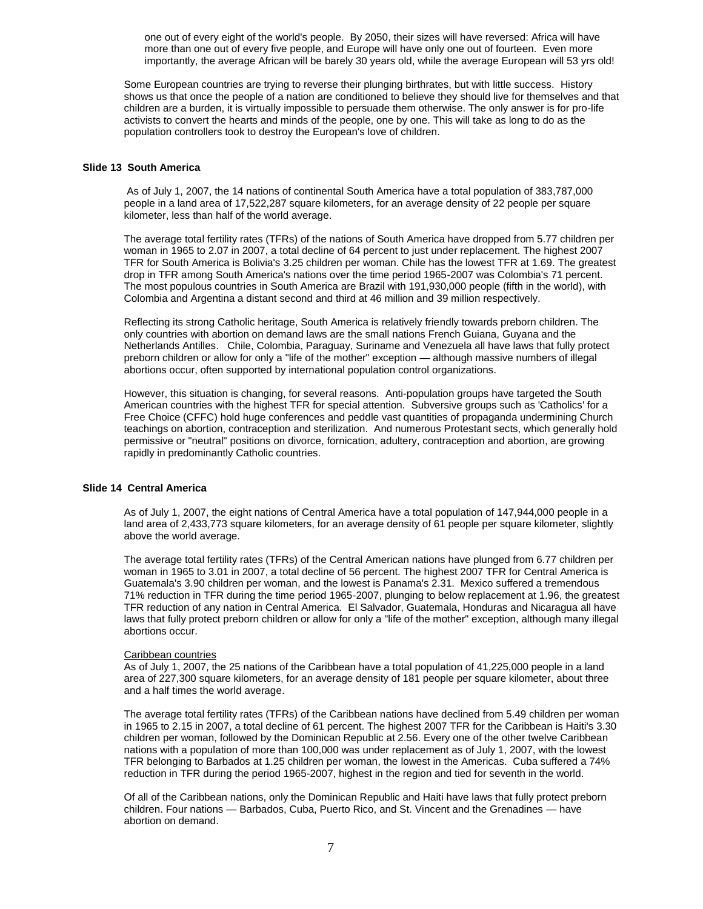one out of every eight of the world's people. By 2050, their sizes will have reversed: Africa will have more than one out of every five people, and Europe will have only one out of fourteen. Even more importantly, the average African will be barely 30 years old, while the average European will 53 yrs old!

Some European countries are trying to reverse their plunging birthrates, but with little success. History shows us that once the people of a nation are conditioned to believe they should live for themselves and that children are a burden, it is virtually impossible to persuade them otherwise. The only answer is for pro-life activists to convert the hearts and minds of the people, one by one. This will take as long to do as the population controllers took to destroy the European's love of children.

**Slide 13 South America**

As of July 1, 2007, the 14 nations of continental South America have a total population of 383,787,000 people in a land area of 17,522,287 square kilometers, for an average density of 22 people per square kilometer, less than half of the world average.

The average total fertility rates (TFRs) of the nations of South America have dropped from 5.77 children per woman in 1965 to 2.07 in 2007, a total decline of 64 percent to just under replacement. The highest 2007 TFR for South America is Bolivia's 3.25 children per woman. Chile has the lowest TFR at 1.69. The greatest drop in TFR among South America's nations over the time period 1965-2007 was Colombia's 71 percent. The most populous countries in South America are Brazil with 191,930,000 people (fifth in the world), with Colombia and Argentina a distant second and third at 46 million and 39 million respectively.

Reflecting its strong Catholic heritage, South America is relatively friendly towards preborn children. The only countries with abortion on demand laws are the small nations French Guiana, Guyana and the Netherlands Antilles. Chile, Colombia, Paraguay, Suriname and Venezuela all have laws that fully protect preborn children or allow for only a "life of the mother" exception — although massive numbers of illegal abortions occur, often supported by international population control organizations.

However, this situation is changing, for several reasons. Anti-population groups have targeted the South American countries with the highest TFR for special attention. Subversive groups such as 'Catholics' for a Free Choice (CFFC) hold huge conferences and peddle vast quantities of propaganda undermining Church teachings on abortion, contraception and sterilization. And numerous Protestant sects, which generally hold permissive or "neutral" positions on divorce, fornication, adultery, contraception and abortion, are growing rapidly in predominantly Catholic countries.

**Slide 14 Central America**

As of July 1, 2007, the eight nations of Central America have a total population of 147,944,000 people in a land area of 2,433,773 square kilometers, for an average density of 61 people per square kilometer, slightly above the world average.

The average total fertility rates (TFRs) of the Central American nations have plunged from 6.77 children per woman in 1965 to 3.01 in 2007, a total decline of 56 percent. The highest 2007 TFR for Central America is Guatemala's 3.90 children per woman, and the lowest is Panama's 2.31. Mexico suffered a tremendous 71% reduction in TFR during the time period 1965-2007, plunging to below replacement at 1.96, the greatest TFR reduction of any nation in Central America. El Salvador, Guatemala, Honduras and Nicaragua all have laws that fully protect preborn children or allow for only a "life of the mother" exception, although many illegal abortions occur.

Caribbean countries

As of July 1, 2007, the 25 nations of the Caribbean have a total population of 41,225,000 people in a land area of 227,300 square kilometers, for an average density of 181 people per square kilometer, about three and a half times the world average.

The average total fertility rates (TFRs) of the Caribbean nations have declined from 5.49 children per woman in 1965 to 2.15 in 2007, a total decline of 61 percent. The highest 2007 TFR for the Caribbean is Haiti's 3.30 children per woman, followed by the Dominican Republic at 2.56. Every one of the other twelve Caribbean nations with a population of more than 100,000 was under replacement as of July 1, 2007, with the lowest TFR belonging to Barbados at 1.25 children per woman, the lowest in the Americas. Cuba suffered a 74% reduction in TFR during the period 1965-2007, highest in the region and tied for seventh in the world.

Of all of the Caribbean nations, only the Dominican Republic and Haiti have laws that fully protect preborn children. Four nations — Barbados, Cuba, Puerto Rico, and St. Vincent and the Grenadines — have abortion on demand.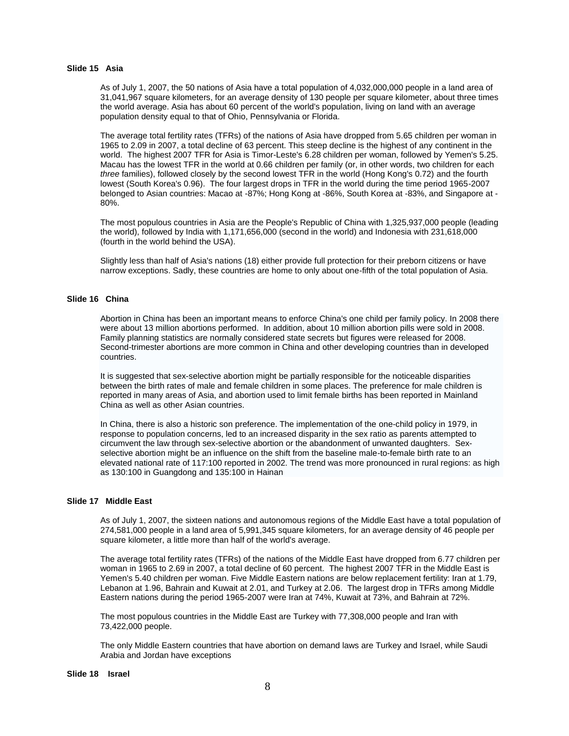### Slide 15 Asia

As of July 1, 2007, the 50 nations of Asia have a total population of 4,032,000,000 people in a land area of 31,041,967 square kilometers, for an average density of 130 people per square kilometer, about three times the world average. Asia has about 60 percent of the world's population, living on land with an average population density equal to that of Ohio, Pennsylvania or Florida.

The average total fertility rates (TFRs) of the nations of Asia have dropped from 5.65 children per woman in 1965 to 2.09 in 2007, a total decline of 63 percent. This steep decline is the highest of any continent in the world. The highest 2007 TFR for Asia is Timor-Leste's 6.28 children per woman, followed by Yemen's 5.25. Macau has the lowest TFR in the world at 0.66 children per family (or, in other words, two children for each *three* families), followed closely by the second lowest TFR in the world (Hong Kong's 0.72) and the fourth lowest (South Korea's 0.96). The four largest drops in TFR in the world during the time period 1965-2007 belonged to Asian countries: Macao at -87%; Hong Kong at -86%, South Korea at -83%, and Singapore at -80%.

The most populous countries in Asia are the People's Republic of China with 1,325,937,000 people (leading the world), followed by India with 1,171,656,000 (second in the world) and Indonesia with 231,618,000 (fourth in the world behind the USA).

Slightly less than half of Asia's nations (18) either provide full protection for their preborn citizens or have narrow exceptions. Sadly, these countries are home to only about one-fifth of the total population of Asia.

### Slide 16 China

Abortion in China has been an important means to enforce China's one child per family policy. In 2008 there were about 13 million abortions performed. In addition, about 10 million abortion pills were sold in 2008. Family planning statistics are normally considered state secrets but figures were released for 2008. Second-trimester abortions are more common in China and other developing countries than in developed countries.

It is suggested that sex-selective abortion might be partially responsible for the noticeable disparities between the birth rates of male and female children in some places. The preference for male children is reported in many areas of Asia, and abortion used to limit female births has been reported in Mainland China as well as other Asian countries.

In China, there is also a historic son preference. The implementation of the one-child policy in 1979, in response to population concerns, led to an increased disparity in the sex ratio as parents attempted to circumvent the law through sex-selective abortion or the abandonment of unwanted daughters. Sex-selective abortion might be an influence on the shift from the baseline male-to-female birth rate to an elevated national rate of 117:100 reported in 2002. The trend was more pronounced in rural regions: as high as 130:100 in Guangdong and 135:100 in Hainan

### Slide 17 Middle East

As of July 1, 2007, the sixteen nations and autonomous regions of the Middle East have a total population of 274,581,000 people in a land area of 5,991,345 square kilometers, for an average density of 46 people per square kilometer, a little more than half of the world's average.

The average total fertility rates (TFRs) of the nations of the Middle East have dropped from 6.77 children per woman in 1965 to 2.69 in 2007, a total decline of 60 percent. The highest 2007 TFR in the Middle East is Yemen's 5.40 children per woman. Five Middle Eastern nations are below replacement fertility: Iran at 1.79, Lebanon at 1.96, Bahrain and Kuwait at 2.01, and Turkey at 2.06. The largest drop in TFRs among Middle Eastern nations during the period 1965-2007 were Iran at 74%, Kuwait at 73%, and Bahrain at 72%.

The most populous countries in the Middle East are Turkey with 77,308,000 people and Iran with 73,422,000 people.

The only Middle Eastern countries that have abortion on demand laws are Turkey and Israel, while Saudi Arabia and Jordan have exceptions

### Slide 18 Israel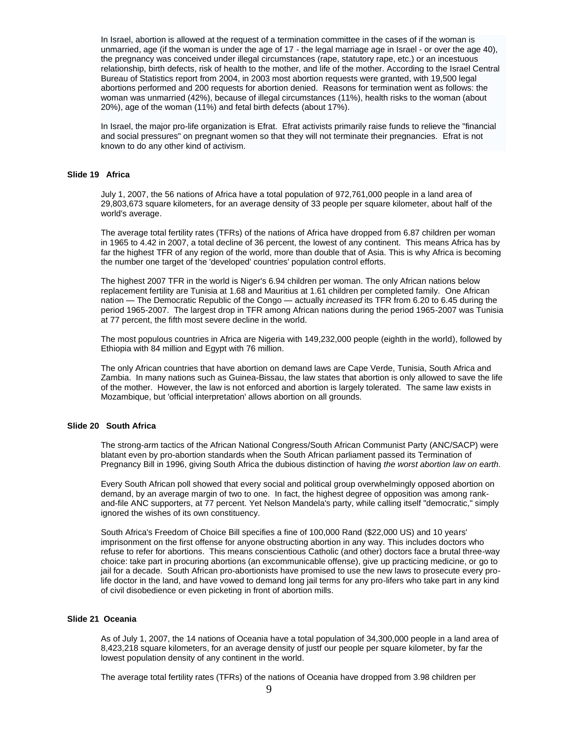In Israel, abortion is allowed at the request of a termination committee in the cases of if the woman is unmarried, age (if the woman is under the age of 17 - the legal marriage age in Israel - or over the age 40), the pregnancy was conceived under illegal circumstances (rape, statutory rape, etc.) or an incestuous relationship, birth defects, risk of health to the mother, and life of the mother. According to the Israel Central Bureau of Statistics report from 2004, in 2003 most abortion requests were granted, with 19,500 legal abortions performed and 200 requests for abortion denied. Reasons for termination went as follows: the woman was unmarried (42%), because of illegal circumstances (11%), health risks to the woman (about 20%), age of the woman (11%) and fetal birth defects (about 17%).

In Israel, the major pro-life organization is Efrat. Efrat activists primarily raise funds to relieve the "financial and social pressures" on pregnant women so that they will not terminate their pregnancies. Efrat is not known to do any other kind of activism.

### Slide 19 Africa

July 1, 2007, the 56 nations of Africa have a total population of 972,761,000 people in a land area of 29,803,673 square kilometers, for an average density of 33 people per square kilometer, about half of the world's average.

The average total fertility rates (TFRs) of the nations of Africa have dropped from 6.87 children per woman in 1965 to 4.42 in 2007, a total decline of 36 percent, the lowest of any continent. This means Africa has by far the highest TFR of any region of the world, more than double that of Asia. This is why Africa is becoming the number one target of the 'developed' countries' population control efforts.

The highest 2007 TFR in the world is Niger's 6.94 children per woman. The only African nations below replacement fertility are Tunisia at 1.68 and Mauritius at 1.61 children per completed family. One African nation — The Democratic Republic of the Congo — actually *increased* its TFR from 6.20 to 6.45 during the period 1965-2007. The largest drop in TFR among African nations during the period 1965-2007 was Tunisia at 77 percent, the fifth most severe decline in the world.

The most populous countries in Africa are Nigeria with 149,232,000 people (eighth in the world), followed by Ethiopia with 84 million and Egypt with 76 million.

The only African countries that have abortion on demand laws are Cape Verde, Tunisia, South Africa and Zambia. In many nations such as Guinea-Bissau, the law states that abortion is only allowed to save the life of the mother. However, the law is not enforced and abortion is largely tolerated. The same law exists in Mozambique, but 'official interpretation' allows abortion on all grounds.

### Slide 20 South Africa

The strong-arm tactics of the African National Congress/South African Communist Party (ANC/SACP) were blatant even by pro-abortion standards when the South African parliament passed its Termination of Pregnancy Bill in 1996, giving South Africa the dubious distinction of having *the worst abortion law on earth.*

Every South African poll showed that every social and political group overwhelmingly opposed abortion on demand, by an average margin of two to one. In fact, the highest degree of opposition was among rank-and-file ANC supporters, at 77 percent. Yet Nelson Mandela's party, while calling itself "democratic," simply ignored the wishes of its own constituency.

South Africa's Freedom of Choice Bill specifies a fine of 100,000 Rand ($22,000 US) and 10 years' imprisonment on the first offense for anyone obstructing abortion in any way. This includes doctors who refuse to refer for abortions. This means conscientious Catholic (and other) doctors face a brutal three-way choice: take part in procuring abortions (an excommunicable offense), give up practicing medicine, or go to jail for a decade. South African pro-abortionists have promised to use the new laws to prosecute every pro-life doctor in the land, and have vowed to demand long jail terms for any pro-lifers who take part in any kind of civil disobedience or even picketing in front of abortion mills.

### Slide 21 Oceania

As of July 1, 2007, the 14 nations of Oceania have a total population of 34,300,000 people in a land area of 8,423,218 square kilometers, for an average density of justf our people per square kilometer, by far the lowest population density of any continent in the world.

The average total fertility rates (TFRs) of the nations of Oceania have dropped from 3.98 children per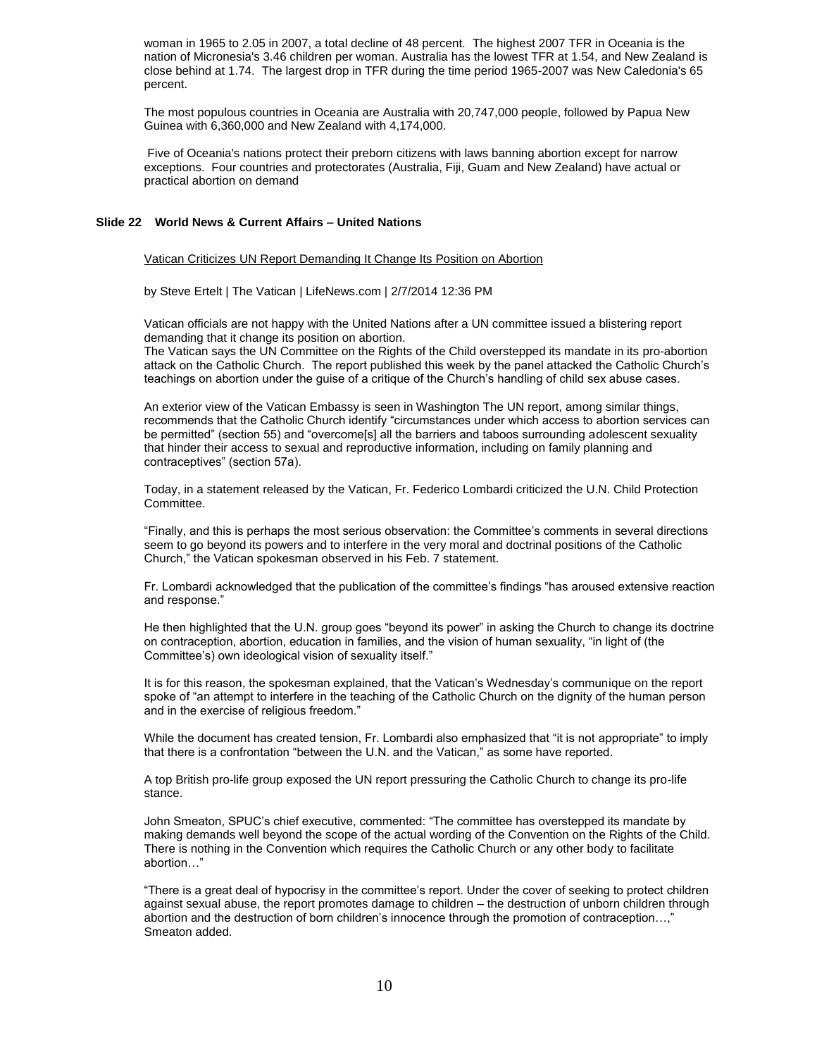woman in 1965 to 2.05 in 2007, a total decline of 48 percent. The highest 2007 TFR in Oceania is the nation of Micronesia's 3.46 children per woman. Australia has the lowest TFR at 1.54, and New Zealand is close behind at 1.74. The largest drop in TFR during the time period 1965-2007 was New Caledonia's 65 percent.

The most populous countries in Oceania are Australia with 20,747,000 people, followed by Papua New Guinea with 6,360,000 and New Zealand with 4,174,000.

Five of Oceania's nations protect their preborn citizens with laws banning abortion except for narrow exceptions. Four countries and protectorates (Australia, Fiji, Guam and New Zealand) have actual or practical abortion on demand

### Slide 22 World News & Current Affairs – United Nations

Vatican Criticizes UN Report Demanding It Change Its Position on Abortion

by Steve Ertelt | The Vatican | LifeNews.com | 2/7/2014 12:36 PM

Vatican officials are not happy with the United Nations after a UN committee issued a blistering report demanding that it change its position on abortion.
The Vatican says the UN Committee on the Rights of the Child overstepped its mandate in its pro-abortion attack on the Catholic Church. The report published this week by the panel attacked the Catholic Church's teachings on abortion under the guise of a critique of the Church's handling of child sex abuse cases.

An exterior view of the Vatican Embassy is seen in Washington The UN report, among similar things, recommends that the Catholic Church identify "circumstances under which access to abortion services can be permitted" (section 55) and "overcome[s] all the barriers and taboos surrounding adolescent sexuality that hinder their access to sexual and reproductive information, including on family planning and contraceptives" (section 57a).

Today, in a statement released by the Vatican, Fr. Federico Lombardi criticized the U.N. Child Protection Committee.

"Finally, and this is perhaps the most serious observation: the Committee's comments in several directions seem to go beyond its powers and to interfere in the very moral and doctrinal positions of the Catholic Church," the Vatican spokesman observed in his Feb. 7 statement.

Fr. Lombardi acknowledged that the publication of the committee's findings "has aroused extensive reaction and response."

He then highlighted that the U.N. group goes "beyond its power" in asking the Church to change its doctrine on contraception, abortion, education in families, and the vision of human sexuality, "in light of (the Committee's) own ideological vision of sexuality itself."

It is for this reason, the spokesman explained, that the Vatican's Wednesday's communique on the report spoke of "an attempt to interfere in the teaching of the Catholic Church on the dignity of the human person and in the exercise of religious freedom."

While the document has created tension, Fr. Lombardi also emphasized that "it is not appropriate" to imply that there is a confrontation "between the U.N. and the Vatican," as some have reported.

A top British pro-life group exposed the UN report pressuring the Catholic Church to change its pro-life stance.

John Smeaton, SPUC's chief executive, commented: "The committee has overstepped its mandate by making demands well beyond the scope of the actual wording of the Convention on the Rights of the Child. There is nothing in the Convention which requires the Catholic Church or any other body to facilitate abortion…"

"There is a great deal of hypocrisy in the committee's report. Under the cover of seeking to protect children against sexual abuse, the report promotes damage to children – the destruction of unborn children through abortion and the destruction of born children's innocence through the promotion of contraception…," Smeaton added.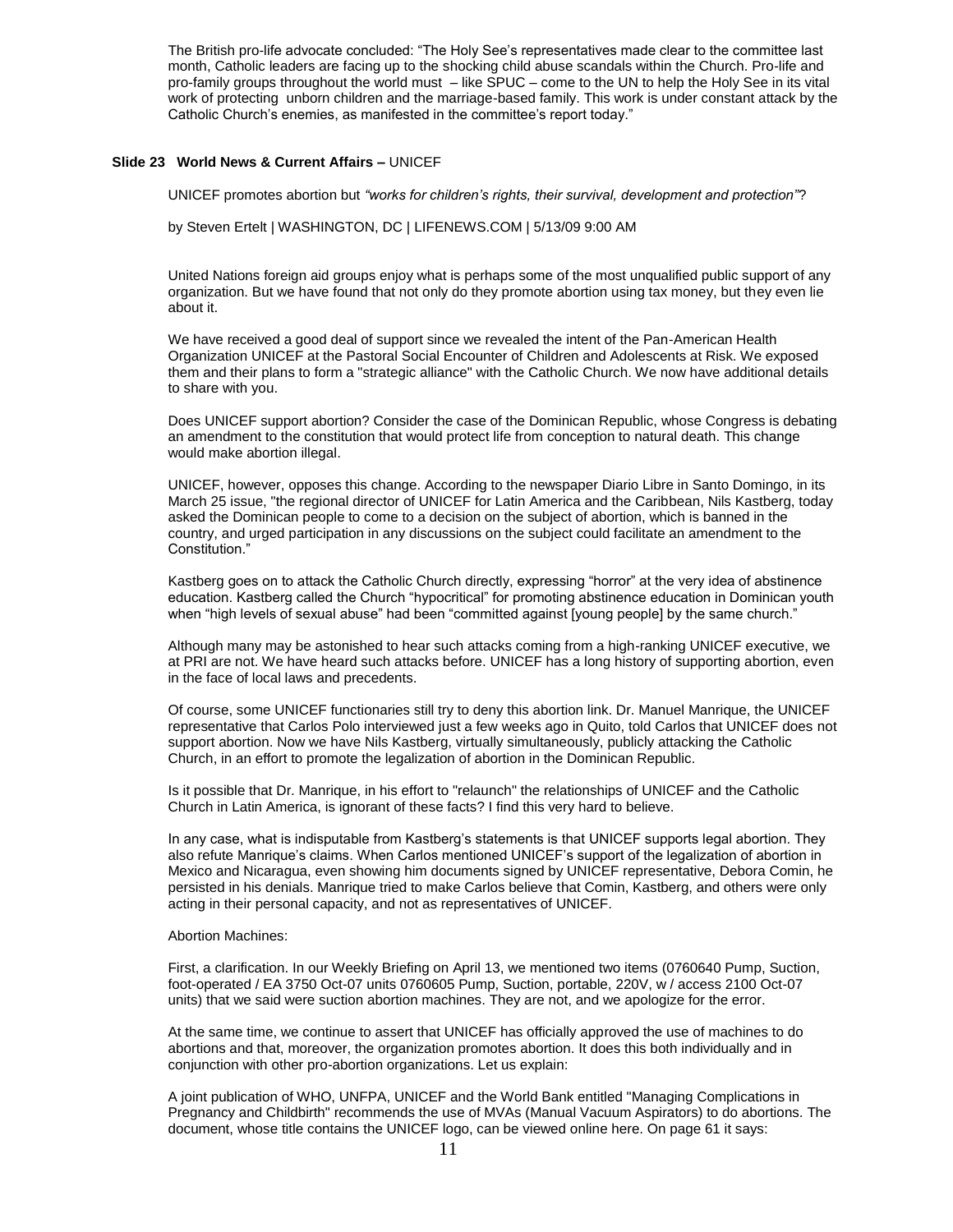The British pro-life advocate concluded: "The Holy See's representatives made clear to the committee last month, Catholic leaders are facing up to the shocking child abuse scandals within the Church. Pro-life and pro-family groups throughout the world must – like SPUC – come to the UN to help the Holy See in its vital work of protecting unborn children and the marriage-based family. This work is under constant attack by the Catholic Church's enemies, as manifested in the committee's report today."

**Slide 23 World News & Current Affairs –** UNICEF

UNICEF promotes abortion but *"works for children's rights, their survival, development and protection"*?

by Steven Ertelt | WASHINGTON, DC | LIFENEWS.COM | 5/13/09 9:00 AM

United Nations foreign aid groups enjoy what is perhaps some of the most unqualified public support of any organization. But we have found that not only do they promote abortion using tax money, but they even lie about it.

We have received a good deal of support since we revealed the intent of the Pan-American Health Organization UNICEF at the Pastoral Social Encounter of Children and Adolescents at Risk. We exposed them and their plans to form a "strategic alliance" with the Catholic Church. We now have additional details to share with you.

Does UNICEF support abortion? Consider the case of the Dominican Republic, whose Congress is debating an amendment to the constitution that would protect life from conception to natural death. This change would make abortion illegal.

UNICEF, however, opposes this change. According to the newspaper Diario Libre in Santo Domingo, in its March 25 issue, "the regional director of UNICEF for Latin America and the Caribbean, Nils Kastberg, today asked the Dominican people to come to a decision on the subject of abortion, which is banned in the country, and urged participation in any discussions on the subject could facilitate an amendment to the Constitution."

Kastberg goes on to attack the Catholic Church directly, expressing "horror" at the very idea of abstinence education. Kastberg called the Church "hypocritical" for promoting abstinence education in Dominican youth when "high levels of sexual abuse" had been "committed against [young people] by the same church."

Although many may be astonished to hear such attacks coming from a high-ranking UNICEF executive, we at PRI are not. We have heard such attacks before. UNICEF has a long history of supporting abortion, even in the face of local laws and precedents.

Of course, some UNICEF functionaries still try to deny this abortion link. Dr. Manuel Manrique, the UNICEF representative that Carlos Polo interviewed just a few weeks ago in Quito, told Carlos that UNICEF does not support abortion. Now we have Nils Kastberg, virtually simultaneously, publicly attacking the Catholic Church, in an effort to promote the legalization of abortion in the Dominican Republic.

Is it possible that Dr. Manrique, in his effort to "relaunch" the relationships of UNICEF and the Catholic Church in Latin America, is ignorant of these facts? I find this very hard to believe.

In any case, what is indisputable from Kastberg's statements is that UNICEF supports legal abortion. They also refute Manrique's claims. When Carlos mentioned UNICEF's support of the legalization of abortion in Mexico and Nicaragua, even showing him documents signed by UNICEF representative, Debora Comin, he persisted in his denials. Manrique tried to make Carlos believe that Comin, Kastberg, and others were only acting in their personal capacity, and not as representatives of UNICEF.

Abortion Machines:

First, a clarification. In our Weekly Briefing on April 13, we mentioned two items (0760640 Pump, Suction, foot-operated / EA 3750 Oct-07 units 0760605 Pump, Suction, portable, 220V, w / access 2100 Oct-07 units) that we said were suction abortion machines. They are not, and we apologize for the error.

At the same time, we continue to assert that UNICEF has officially approved the use of machines to do abortions and that, moreover, the organization promotes abortion. It does this both individually and in conjunction with other pro-abortion organizations. Let us explain:

A joint publication of WHO, UNFPA, UNICEF and the World Bank entitled "Managing Complications in Pregnancy and Childbirth" recommends the use of MVAs (Manual Vacuum Aspirators) to do abortions. The document, whose title contains the UNICEF logo, can be viewed online here. On page 61 it says: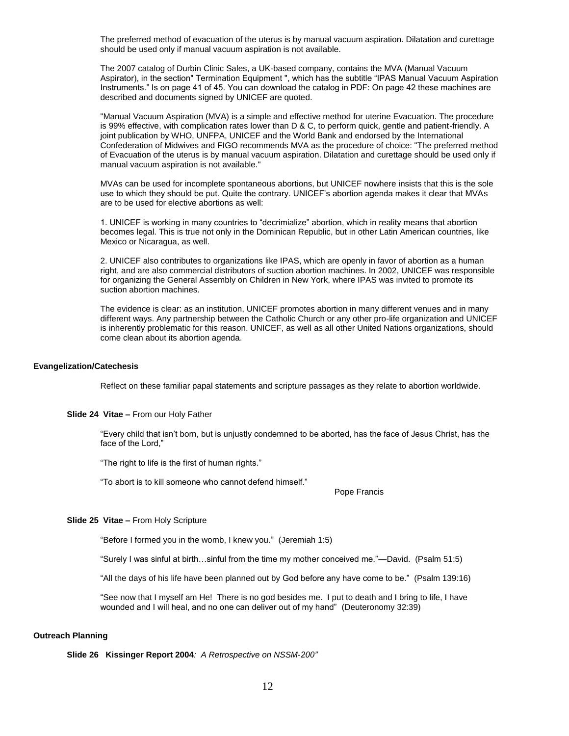The preferred method of evacuation of the uterus is by manual vacuum aspiration. Dilatation and curettage should be used only if manual vacuum aspiration is not available.

The 2007 catalog of Durbin Clinic Sales, a UK-based company, contains the MVA (Manual Vacuum Aspirator), in the section" Termination Equipment ", which has the subtitle "IPAS Manual Vacuum Aspiration Instruments." Is on page 41 of 45. You can download the catalog in PDF: On page 42 these machines are described and documents signed by UNICEF are quoted.

"Manual Vacuum Aspiration (MVA) is a simple and effective method for uterine Evacuation. The procedure is 99% effective, with complication rates lower than D & C, to perform quick, gentle and patient-friendly. A joint publication by WHO, UNFPA, UNICEF and the World Bank and endorsed by the International Confederation of Midwives and FIGO recommends MVA as the procedure of choice: "The preferred method of Evacuation of the uterus is by manual vacuum aspiration. Dilatation and curettage should be used only if manual vacuum aspiration is not available."

MVAs can be used for incomplete spontaneous abortions, but UNICEF nowhere insists that this is the sole use to which they should be put. Quite the contrary. UNICEF's abortion agenda makes it clear that MVAs are to be used for elective abortions as well:

1. UNICEF is working in many countries to "decrimialize" abortion, which in reality means that abortion becomes legal. This is true not only in the Dominican Republic, but in other Latin American countries, like Mexico or Nicaragua, as well.

2. UNICEF also contributes to organizations like IPAS, which are openly in favor of abortion as a human right, and are also commercial distributors of suction abortion machines. In 2002, UNICEF was responsible for organizing the General Assembly on Children in New York, where IPAS was invited to promote its suction abortion machines.

The evidence is clear: as an institution, UNICEF promotes abortion in many different venues and in many different ways. Any partnership between the Catholic Church or any other pro-life organization and UNICEF is inherently problematic for this reason. UNICEF, as well as all other United Nations organizations, should come clean about its abortion agenda.

**Evangelization/Catechesis**

Reflect on these familiar papal statements and scripture passages as they relate to abortion worldwide.

**Slide 24 Vitae –** From our Holy Father

"Every child that isn't born, but is unjustly condemned to be aborted, has the face of Jesus Christ, has the face of the Lord,"

"The right to life is the first of human rights."

"To abort is to kill someone who cannot defend himself."

Pope Francis

**Slide 25 Vitae –** From Holy Scripture

"Before I formed you in the womb, I knew you." (Jeremiah 1:5)

"Surely I was sinful at birth…sinful from the time my mother conceived me."—David. (Psalm 51:5)

"All the days of his life have been planned out by God before any have come to be." (Psalm 139:16)

"See now that I myself am He! There is no god besides me. I put to death and I bring to life, I have wounded and I will heal, and no one can deliver out of my hand" (Deuteronomy 32:39)

**Outreach Planning**

**Slide 26 Kissinger Report 2004***: A Retrospective on NSSM-200"*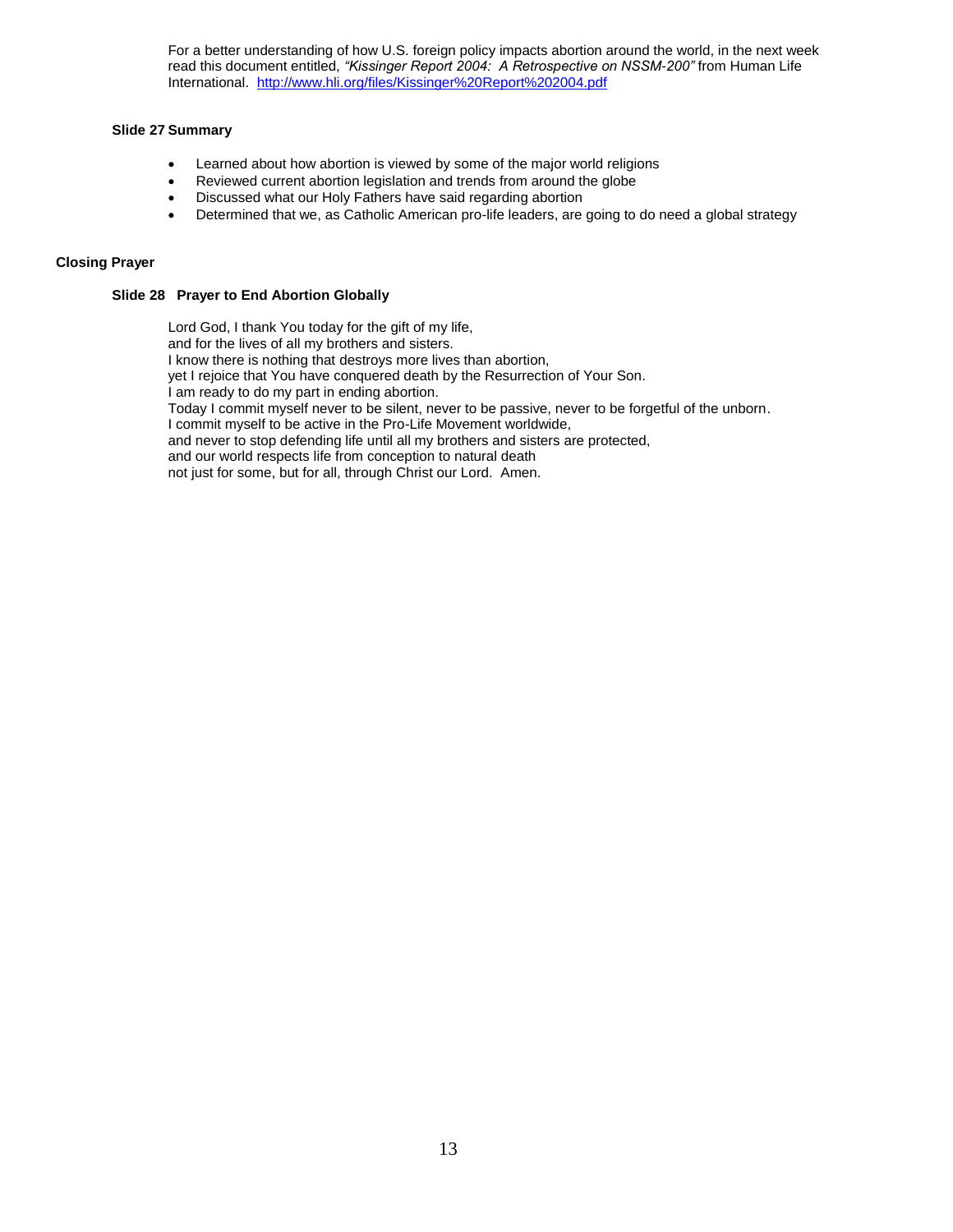For a better understanding of how U.S. foreign policy impacts abortion around the world, in the next week read this document entitled, *"Kissinger Report 2004: A Retrospective on NSSM-200"* from Human Life International. http://www.hli.org/files/Kissinger%20Report%202004.pdf

**Slide 27 Summary**

- Learned about how abortion is viewed by some of the major world religions
- Reviewed current abortion legislation and trends from around the globe
- Discussed what our Holy Fathers have said regarding abortion
- Determined that we, as Catholic American pro-life leaders, are going to do need a global strategy

**Closing Prayer**

**Slide 28 Prayer to End Abortion Globally**

Lord God, I thank You today for the gift of my life,
and for the lives of all my brothers and sisters.
I know there is nothing that destroys more lives than abortion,
yet I rejoice that You have conquered death by the Resurrection of Your Son.
I am ready to do my part in ending abortion.
Today I commit myself never to be silent, never to be passive, never to be forgetful of the unborn.
I commit myself to be active in the Pro-Life Movement worldwide,
and never to stop defending life until all my brothers and sisters are protected,
and our world respects life from conception to natural death
not just for some, but for all, through Christ our Lord. Amen.